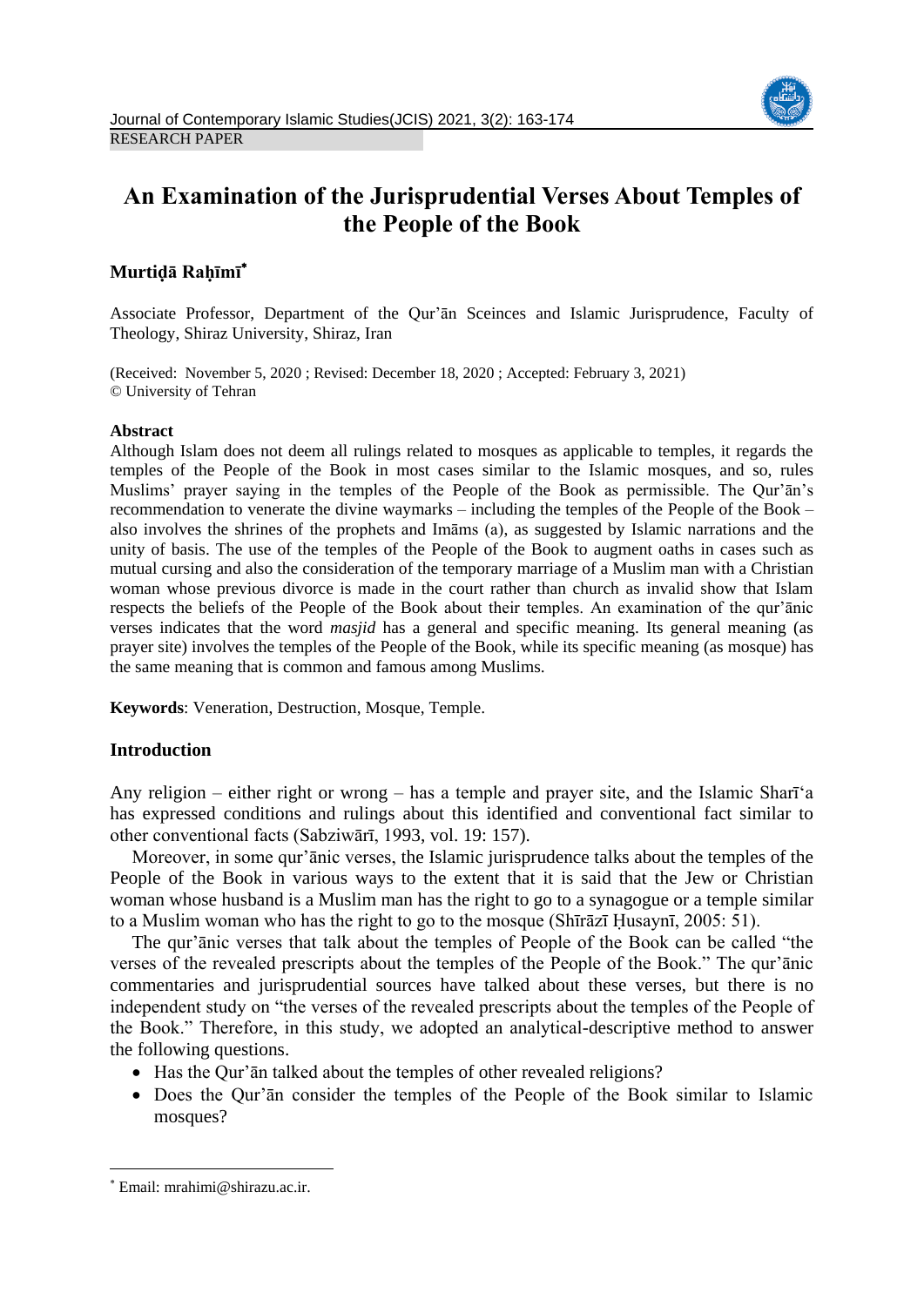RESEARCH PAPER

# An Examination of the Jurisprudential Verses About Temples of the People of the Book

**Murtiḍā Raḥīmī***

Associate Professor, Department of the Qur'ān Sceinces and Islamic Jurisprudence, Faculty of Theology, Shiraz University, Shiraz, Iran

(Received: November 5, 2020 ; Revised: December 18, 2020 ; Accepted: February 3, 2021)
© University of Tehran

**Abstract**

Although Islam does not deem all rulings related to mosques as applicable to temples, it regards the temples of the People of the Book in most cases similar to the Islamic mosques, and so, rules Muslims' prayer saying in the temples of the People of the Book as permissible. The Qur'ān's recommendation to venerate the divine waymarks – including the temples of the People of the Book – also involves the shrines of the prophets and Imāms (a), as suggested by Islamic narrations and the unity of basis. The use of the temples of the People of the Book to augment oaths in cases such as mutual cursing and also the consideration of the temporary marriage of a Muslim man with a Christian woman whose previous divorce is made in the court rather than church as invalid show that Islam respects the beliefs of the People of the Book about their temples. An examination of the qur'ānic verses indicates that the word *masjid* has a general and specific meaning. Its general meaning (as prayer site) involves the temples of the People of the Book, while its specific meaning (as mosque) has the same meaning that is common and famous among Muslims.

**Keywords**: Veneration, Destruction, Mosque, Temple.

## Introduction

Any religion – either right or wrong – has a temple and prayer site, and the Islamic Sharī'a has expressed conditions and rulings about this identified and conventional fact similar to other conventional facts (Sabziwārī, 1993, vol. 19: 157).

Moreover, in some qur'ānic verses, the Islamic jurisprudence talks about the temples of the People of the Book in various ways to the extent that it is said that the Jew or Christian woman whose husband is a Muslim man has the right to go to a synagogue or a temple similar to a Muslim woman who has the right to go to the mosque (Shīrāzī Ḥusaynī, 2005: 51).

The qur'ānic verses that talk about the temples of People of the Book can be called "the verses of the revealed prescripts about the temples of the People of the Book." The qur'ānic commentaries and jurisprudential sources have talked about these verses, but there is no independent study on "the verses of the revealed prescripts about the temples of the People of the Book." Therefore, in this study, we adopted an analytical-descriptive method to answer the following questions.

- Has the Qur'ān talked about the temples of other revealed religions?
- Does the Qur'ān consider the temples of the People of the Book similar to Islamic mosques?

* Email: mrahimi@shirazu.ac.ir.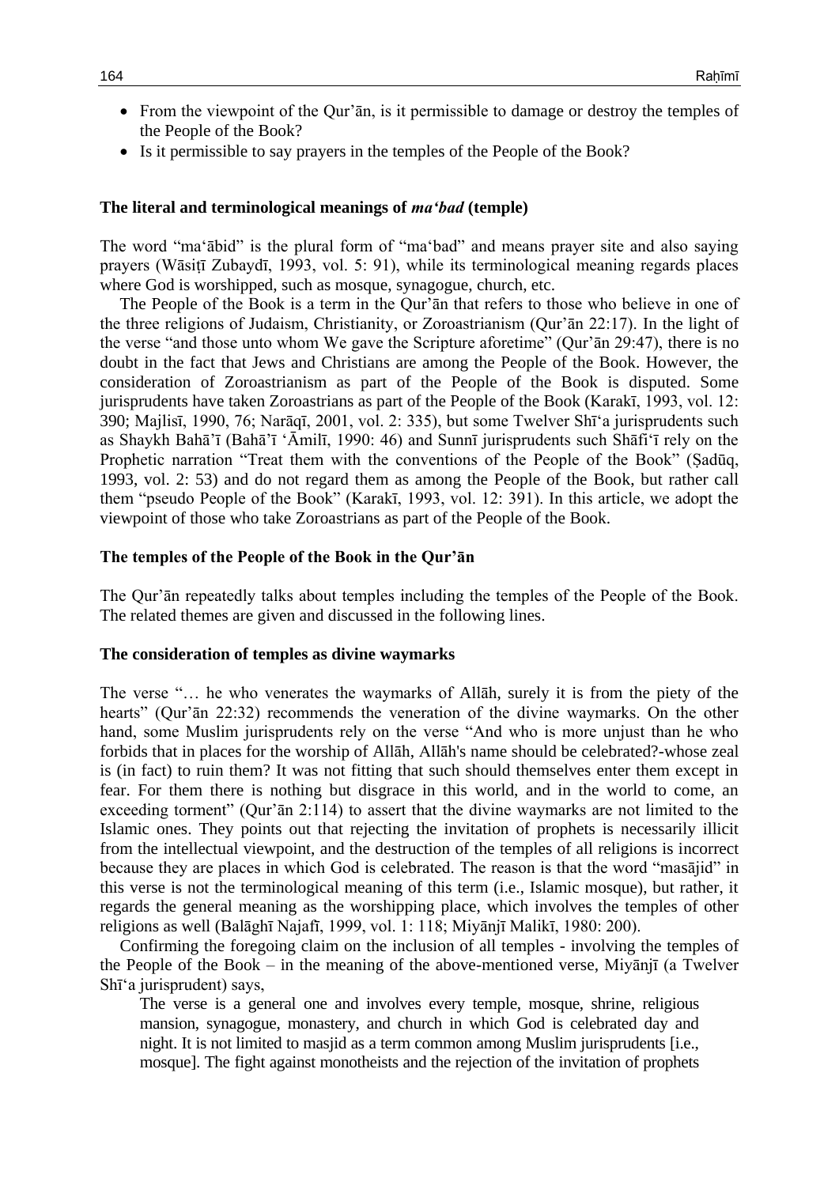- From the viewpoint of the Qur'ān, is it permissible to damage or destroy the temples of the People of the Book?
- Is it permissible to say prayers in the temples of the People of the Book?

### The literal and terminological meanings of *ma'bad* (temple)

The word "ma'ābid" is the plural form of "ma'bad" and means prayer site and also saying prayers (Wāsiṭī Zubaydī, 1993, vol. 5: 91), while its terminological meaning regards places where God is worshipped, such as mosque, synagogue, church, etc.

The People of the Book is a term in the Qur'ān that refers to those who believe in one of the three religions of Judaism, Christianity, or Zoroastrianism (Qur'ān 22:17). In the light of the verse "and those unto whom We gave the Scripture aforetime" (Qur'ān 29:47), there is no doubt in the fact that Jews and Christians are among the People of the Book. However, the consideration of Zoroastrianism as part of the People of the Book is disputed. Some jurisprudents have taken Zoroastrians as part of the People of the Book (Karakī, 1993, vol. 12: 390; Majlisī, 1990, 76; Narāqī, 2001, vol. 2: 335), but some Twelver Shī'a jurisprudents such as Shaykh Bahā'ī (Bahā'ī 'Āmilī, 1990: 46) and Sunnī jurisprudents such Shāfi'ī rely on the Prophetic narration "Treat them with the conventions of the People of the Book" (Ṣadūq, 1993, vol. 2: 53) and do not regard them as among the People of the Book, but rather call them "pseudo People of the Book" (Karakī, 1993, vol. 12: 391). In this article, we adopt the viewpoint of those who take Zoroastrians as part of the People of the Book.

### The temples of the People of the Book in the Qur'ān

The Qur'ān repeatedly talks about temples including the temples of the People of the Book. The related themes are given and discussed in the following lines.

### The consideration of temples as divine waymarks

The verse "… he who venerates the waymarks of Allāh, surely it is from the piety of the hearts" (Qur'ān 22:32) recommends the veneration of the divine waymarks. On the other hand, some Muslim jurisprudents rely on the verse "And who is more unjust than he who forbids that in places for the worship of Allāh, Allāh's name should be celebrated?-whose zeal is (in fact) to ruin them? It was not fitting that such should themselves enter them except in fear. For them there is nothing but disgrace in this world, and in the world to come, an exceeding torment" (Qur'ān 2:114) to assert that the divine waymarks are not limited to the Islamic ones. They points out that rejecting the invitation of prophets is necessarily illicit from the intellectual viewpoint, and the destruction of the temples of all religions is incorrect because they are places in which God is celebrated. The reason is that the word "masājid" in this verse is not the terminological meaning of this term (i.e., Islamic mosque), but rather, it regards the general meaning as the worshipping place, which involves the temples of other religions as well (Balāghī Najafī, 1999, vol. 1: 118; Miyānjī Malikī, 1980: 200).

Confirming the foregoing claim on the inclusion of all temples - involving the temples of the People of the Book – in the meaning of the above-mentioned verse, Miyānjī (a Twelver Shī'a jurisprudent) says,

> The verse is a general one and involves every temple, mosque, shrine, religious mansion, synagogue, monastery, and church in which God is celebrated day and night. It is not limited to masjid as a term common among Muslim jurisprudents [i.e., mosque]. The fight against monotheists and the rejection of the invitation of prophets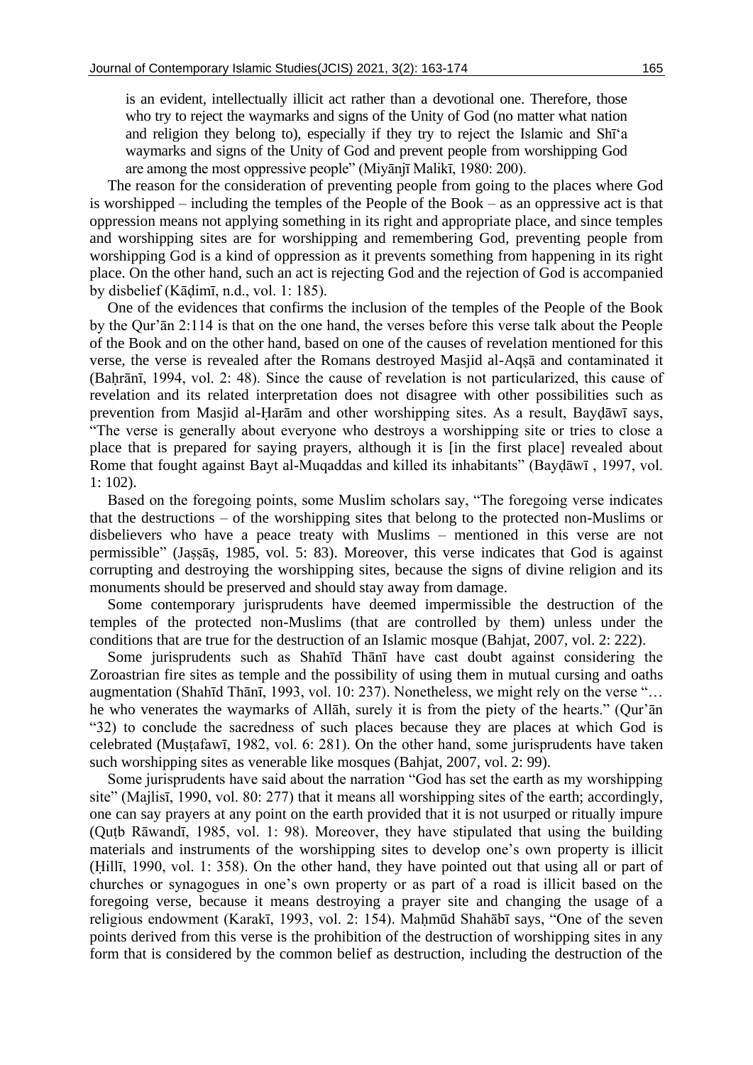is an evident, intellectually illicit act rather than a devotional one. Therefore, those who try to reject the waymarks and signs of the Unity of God (no matter what nation and religion they belong to), especially if they try to reject the Islamic and Shīʿa waymarks and signs of the Unity of God and prevent people from worshipping God are among the most oppressive people" (Miyānjī Malikī, 1980: 200).

The reason for the consideration of preventing people from going to the places where God is worshipped – including the temples of the People of the Book – as an oppressive act is that oppression means not applying something in its right and appropriate place, and since temples and worshipping sites are for worshipping and remembering God, preventing people from worshipping God is a kind of oppression as it prevents something from happening in its right place. On the other hand, such an act is rejecting God and the rejection of God is accompanied by disbelief (Kāḍimī, n.d., vol. 1: 185).

One of the evidences that confirms the inclusion of the temples of the People of the Book by the Qur'ān 2:114 is that on the one hand, the verses before this verse talk about the People of the Book and on the other hand, based on one of the causes of revelation mentioned for this verse, the verse is revealed after the Romans destroyed Masjid al-Aqṣā and contaminated it (Baḥrānī, 1994, vol. 2: 48). Since the cause of revelation is not particularized, this cause of revelation and its related interpretation does not disagree with other possibilities such as prevention from Masjid al-Ḥarām and other worshipping sites. As a result, Bayḍāwī says, "The verse is generally about everyone who destroys a worshipping site or tries to close a place that is prepared for saying prayers, although it is [in the first place] revealed about Rome that fought against Bayt al-Muqaddas and killed its inhabitants" (Bayḍāwī , 1997, vol. 1: 102).

Based on the foregoing points, some Muslim scholars say, "The foregoing verse indicates that the destructions – of the worshipping sites that belong to the protected non-Muslims or disbelievers who have a peace treaty with Muslims – mentioned in this verse are not permissible" (Jaṣṣāṣ, 1985, vol. 5: 83). Moreover, this verse indicates that God is against corrupting and destroying the worshipping sites, because the signs of divine religion and its monuments should be preserved and should stay away from damage.

Some contemporary jurisprudents have deemed impermissible the destruction of the temples of the protected non-Muslims (that are controlled by them) unless under the conditions that are true for the destruction of an Islamic mosque (Bahjat, 2007, vol. 2: 222).

Some jurisprudents such as Shahīd Thānī have cast doubt against considering the Zoroastrian fire sites as temple and the possibility of using them in mutual cursing and oaths augmentation (Shahīd Thānī, 1993, vol. 10: 237). Nonetheless, we might rely on the verse "… he who venerates the waymarks of Allāh, surely it is from the piety of the hearts." (Qur'ān "32) to conclude the sacredness of such places because they are places at which God is celebrated (Muṣṭafawī, 1982, vol. 6: 281). On the other hand, some jurisprudents have taken such worshipping sites as venerable like mosques (Bahjat, 2007, vol. 2: 99).

Some jurisprudents have said about the narration "God has set the earth as my worshipping site" (Majlisī, 1990, vol. 80: 277) that it means all worshipping sites of the earth; accordingly, one can say prayers at any point on the earth provided that it is not usurped or ritually impure (Quṭb Rāwandī, 1985, vol. 1: 98). Moreover, they have stipulated that using the building materials and instruments of the worshipping sites to develop one's own property is illicit (Ḥillī, 1990, vol. 1: 358). On the other hand, they have pointed out that using all or part of churches or synagogues in one's own property or as part of a road is illicit based on the foregoing verse, because it means destroying a prayer site and changing the usage of a religious endowment (Karakī, 1993, vol. 2: 154). Maḥmūd Shahābī says, "One of the seven points derived from this verse is the prohibition of the destruction of worshipping sites in any form that is considered by the common belief as destruction, including the destruction of the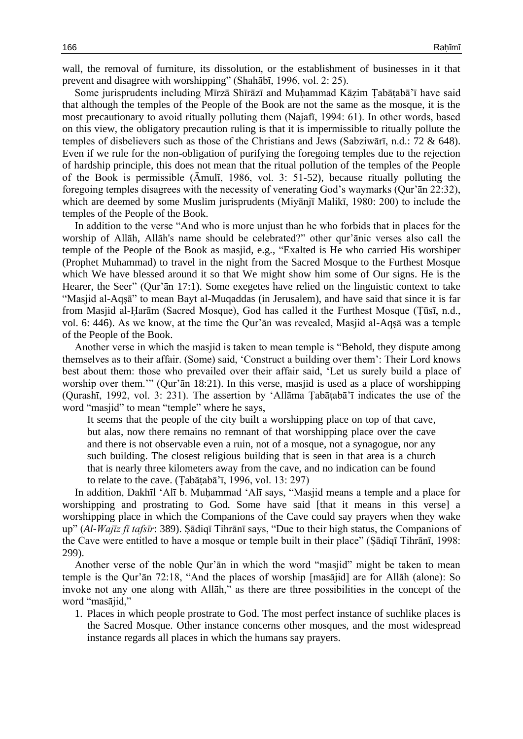wall, the removal of furniture, its dissolution, or the establishment of businesses in it that prevent and disagree with worshipping" (Shahābī, 1996, vol. 2: 25).

Some jurisprudents including Mīrzā Shīrāzī and Muḥammad Kāẓim Ṭabāṭabā'ī have said that although the temples of the People of the Book are not the same as the mosque, it is the most precautionary to avoid ritually polluting them (Najafī, 1994: 61). In other words, based on this view, the obligatory precaution ruling is that it is impermissible to ritually pollute the temples of disbelievers such as those of the Christians and Jews (Sabziwārī, n.d.: 72 & 648). Even if we rule for the non-obligation of purifying the foregoing temples due to the rejection of hardship principle, this does not mean that the ritual pollution of the temples of the People of the Book is permissible (Āmulī, 1986, vol. 3: 51-52), because ritually polluting the foregoing temples disagrees with the necessity of venerating God's waymarks (Qur'ān 22:32), which are deemed by some Muslim jurisprudents (Miyānjī Malikī, 1980: 200) to include the temples of the People of the Book.

In addition to the verse "And who is more unjust than he who forbids that in places for the worship of Allāh, Allāh's name should be celebrated?" other qur'ānic verses also call the temple of the People of the Book as masjid, e.g., "Exalted is He who carried His worshiper (Prophet Muhammad) to travel in the night from the Sacred Mosque to the Furthest Mosque which We have blessed around it so that We might show him some of Our signs. He is the Hearer, the Seer" (Qur'ān 17:1). Some exegetes have relied on the linguistic context to take "Masjid al-Aqṣā" to mean Bayt al-Muqaddas (in Jerusalem), and have said that since it is far from Masjid al-Ḥarām (Sacred Mosque), God has called it the Furthest Mosque (Ṭūsī, n.d., vol. 6: 446). As we know, at the time the Qur'ān was revealed, Masjid al-Aqṣā was a temple of the People of the Book.

Another verse in which the masjid is taken to mean temple is "Behold, they dispute among themselves as to their affair. (Some) said, 'Construct a building over them': Their Lord knows best about them: those who prevailed over their affair said, 'Let us surely build a place of worship over them.'" (Qur'ān 18:21). In this verse, masjid is used as a place of worshipping (Qurashī, 1992, vol. 3: 231). The assertion by 'Allāma Ṭabāṭabā'ī indicates the use of the word "masjid" to mean "temple" where he says,

> It seems that the people of the city built a worshipping place on top of that cave, but alas, now there remains no remnant of that worshipping place over the cave and there is not observable even a ruin, not of a mosque, not a synagogue, nor any such building. The closest religious building that is seen in that area is a church that is nearly three kilometers away from the cave, and no indication can be found to relate to the cave. (Ṭabāṭabā'ī, 1996, vol. 13: 297)

In addition, Dakhīl 'Alī b. Muḥammad 'Alī says, "Masjid means a temple and a place for worshipping and prostrating to God. Some have said [that it means in this verse] a worshipping place in which the Companions of the Cave could say prayers when they wake up" (*Al-Wajīz fī tafsīr*: 389). Ṣādiqī Tihrānī says, "Due to their high status, the Companions of the Cave were entitled to have a mosque or temple built in their place" (Ṣādiqī Tihrānī, 1998: 299).

Another verse of the noble Qur'ān in which the word "masjid" might be taken to mean temple is the Qur'ān 72:18, "And the places of worship [masājid] are for Allāh (alone): So invoke not any one along with Allāh," as there are three possibilities in the concept of the word "masājid,"

1. Places in which people prostrate to God. The most perfect instance of suchlike places is the Sacred Mosque. Other instance concerns other mosques, and the most widespread instance regards all places in which the humans say prayers.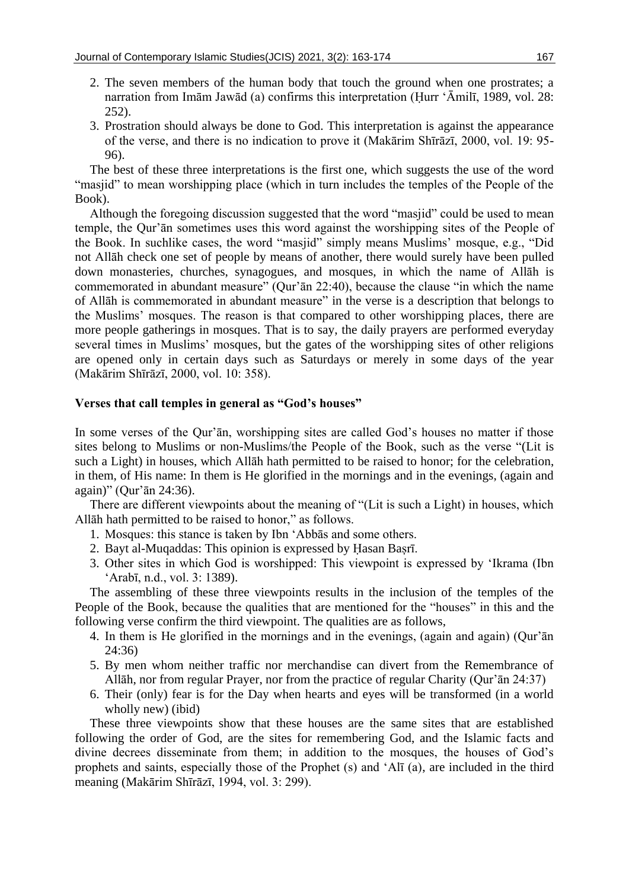2. The seven members of the human body that touch the ground when one prostrates; a narration from Imām Jawād (a) confirms this interpretation (Ḥurr ʻĀmilī, 1989, vol. 28: 252).
3. Prostration should always be done to God. This interpretation is against the appearance of the verse, and there is no indication to prove it (Makārim Shīrāzī, 2000, vol. 19: 95-96).

The best of these three interpretations is the first one, which suggests the use of the word "masjid" to mean worshipping place (which in turn includes the temples of the People of the Book).

Although the foregoing discussion suggested that the word "masjid" could be used to mean temple, the Qur'ān sometimes uses this word against the worshipping sites of the People of the Book. In suchlike cases, the word "masjid" simply means Muslims' mosque, e.g., "Did not Allāh check one set of people by means of another, there would surely have been pulled down monasteries, churches, synagogues, and mosques, in which the name of Allāh is commemorated in abundant measure" (Qur'ān 22:40), because the clause "in which the name of Allāh is commemorated in abundant measure" in the verse is a description that belongs to the Muslims' mosques. The reason is that compared to other worshipping places, there are more people gatherings in mosques. That is to say, the daily prayers are performed everyday several times in Muslims' mosques, but the gates of the worshipping sites of other religions are opened only in certain days such as Saturdays or merely in some days of the year (Makārim Shīrāzī, 2000, vol. 10: 358).

**Verses that call temples in general as "God's houses"**

In some verses of the Qur'ān, worshipping sites are called God's houses no matter if those sites belong to Muslims or non-Muslims/the People of the Book, such as the verse "(Lit is such a Light) in houses, which Allāh hath permitted to be raised to honor; for the celebration, in them, of His name: In them is He glorified in the mornings and in the evenings, (again and again)" (Qur'ān 24:36).

There are different viewpoints about the meaning of "(Lit is such a Light) in houses, which Allāh hath permitted to be raised to honor," as follows.

1. Mosques: this stance is taken by Ibn ʻAbbās and some others.
2. Bayt al-Muqaddas: This opinion is expressed by Ḥasan Baṣrī.
3. Other sites in which God is worshipped: This viewpoint is expressed by ʻIkrama (Ibn ʻArabī, n.d., vol. 3: 1389).

The assembling of these three viewpoints results in the inclusion of the temples of the People of the Book, because the qualities that are mentioned for the "houses" in this and the following verse confirm the third viewpoint. The qualities are as follows,

4. In them is He glorified in the mornings and in the evenings, (again and again) (Qur'ān 24:36)
5. By men whom neither traffic nor merchandise can divert from the Remembrance of Allāh, nor from regular Prayer, nor from the practice of regular Charity (Qur'ān 24:37)
6. Their (only) fear is for the Day when hearts and eyes will be transformed (in a world wholly new) (ibid)

These three viewpoints show that these houses are the same sites that are established following the order of God, are the sites for remembering God, and the Islamic facts and divine decrees disseminate from them; in addition to the mosques, the houses of God's prophets and saints, especially those of the Prophet (s) and ʻAlī (a), are included in the third meaning (Makārim Shīrāzī, 1994, vol. 3: 299).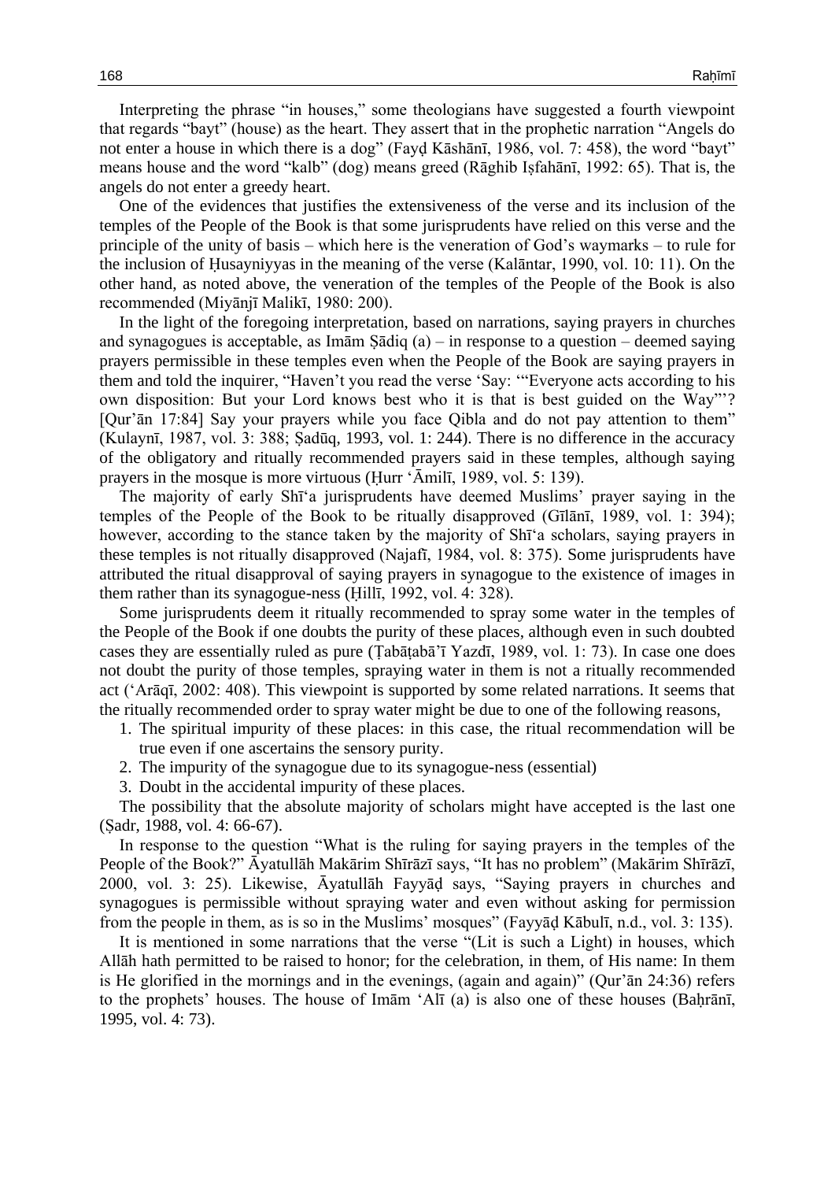Interpreting the phrase "in houses," some theologians have suggested a fourth viewpoint that regards "bayt" (house) as the heart. They assert that in the prophetic narration "Angels do not enter a house in which there is a dog" (Fayḍ Kāshānī, 1986, vol. 7: 458), the word "bayt" means house and the word "kalb" (dog) means greed (Rāghib Iṣfahānī, 1992: 65). That is, the angels do not enter a greedy heart.

One of the evidences that justifies the extensiveness of the verse and its inclusion of the temples of the People of the Book is that some jurisprudents have relied on this verse and the principle of the unity of basis – which here is the veneration of God's waymarks – to rule for the inclusion of Ḥusayniyyas in the meaning of the verse (Kalāntar, 1990, vol. 10: 11). On the other hand, as noted above, the veneration of the temples of the People of the Book is also recommended (Miyānjī Malikī, 1980: 200).

In the light of the foregoing interpretation, based on narrations, saying prayers in churches and synagogues is acceptable, as Imām Ṣādiq (a) – in response to a question – deemed saying prayers permissible in these temples even when the People of the Book are saying prayers in them and told the inquirer, "Haven't you read the verse 'Say: '"Everyone acts according to his own disposition: But your Lord knows best who it is that is best guided on the Way"'? [Qur'ān 17:84] Say your prayers while you face Qibla and do not pay attention to them" (Kulaynī, 1987, vol. 3: 388; Ṣadūq, 1993, vol. 1: 244). There is no difference in the accuracy of the obligatory and ritually recommended prayers said in these temples, although saying prayers in the mosque is more virtuous (Ḥurr 'Āmilī, 1989, vol. 5: 139).

The majority of early Shī'a jurisprudents have deemed Muslims' prayer saying in the temples of the People of the Book to be ritually disapproved (Gīlānī, 1989, vol. 1: 394); however, according to the stance taken by the majority of Shī'a scholars, saying prayers in these temples is not ritually disapproved (Najafī, 1984, vol. 8: 375). Some jurisprudents have attributed the ritual disapproval of saying prayers in synagogue to the existence of images in them rather than its synagogue-ness (Ḥillī, 1992, vol. 4: 328).

Some jurisprudents deem it ritually recommended to spray some water in the temples of the People of the Book if one doubts the purity of these places, although even in such doubted cases they are essentially ruled as pure (Ṭabāṭabā'ī Yazdī, 1989, vol. 1: 73). In case one does not doubt the purity of those temples, spraying water in them is not a ritually recommended act ('Arāqī, 2002: 408). This viewpoint is supported by some related narrations. It seems that the ritually recommended order to spray water might be due to one of the following reasons,

1. The spiritual impurity of these places: in this case, the ritual recommendation will be true even if one ascertains the sensory purity.
2. The impurity of the synagogue due to its synagogue-ness (essential)
3. Doubt in the accidental impurity of these places.

The possibility that the absolute majority of scholars might have accepted is the last one (Ṣadr, 1988, vol. 4: 66-67).

In response to the question "What is the ruling for saying prayers in the temples of the People of the Book?" Āyatullāh Makārim Shīrāzī says, "It has no problem" (Makārim Shīrāzī, 2000, vol. 3: 25). Likewise, Āyatullāh Fayyāḍ says, "Saying prayers in churches and synagogues is permissible without spraying water and even without asking for permission from the people in them, as is so in the Muslims' mosques" (Fayyāḍ Kābulī, n.d., vol. 3: 135).

It is mentioned in some narrations that the verse "(Lit is such a Light) in houses, which Allāh hath permitted to be raised to honor; for the celebration, in them, of His name: In them is He glorified in the mornings and in the evenings, (again and again)" (Qur'ān 24:36) refers to the prophets' houses. The house of Imām 'Alī (a) is also one of these houses (Baḥrānī, 1995, vol. 4: 73).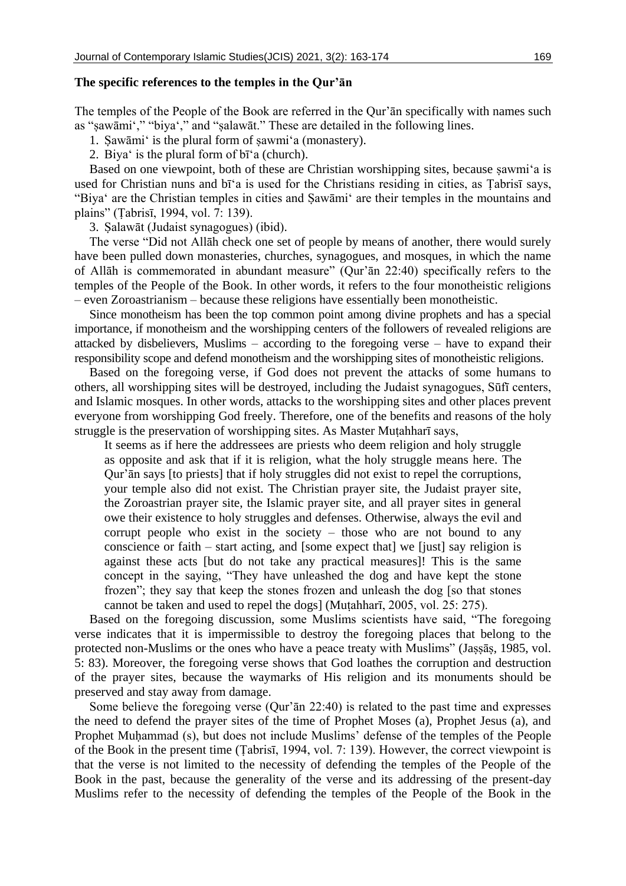**The specific references to the temples in the Qur'ān**

The temples of the People of the Book are referred in the Qur'ān specifically with names such as "ṣawāmi‘," "biya‘," and "ṣalawāt." These are detailed in the following lines.

1. Ṣawāmi‘ is the plural form of ṣawmi‘a (monastery).
2. Biya‘ is the plural form of bī‘a (church).

Based on one viewpoint, both of these are Christian worshipping sites, because ṣawmi‘a is used for Christian nuns and bī‘a is used for the Christians residing in cities, as Ṭabrisī says, "Biya‘ are the Christian temples in cities and Ṣawāmi‘ are their temples in the mountains and plains" (Ṭabrisī, 1994, vol. 7: 139).

3. Ṣalawāt (Judaist synagogues) (ibid).

The verse "Did not Allāh check one set of people by means of another, there would surely have been pulled down monasteries, churches, synagogues, and mosques, in which the name of Allāh is commemorated in abundant measure" (Qur'ān 22:40) specifically refers to the temples of the People of the Book. In other words, it refers to the four monotheistic religions – even Zoroastrianism – because these religions have essentially been monotheistic.

Since monotheism has been the top common point among divine prophets and has a special importance, if monotheism and the worshipping centers of the followers of revealed religions are attacked by disbelievers, Muslims – according to the foregoing verse – have to expand their responsibility scope and defend monotheism and the worshipping sites of monotheistic religions.

Based on the foregoing verse, if God does not prevent the attacks of some humans to others, all worshipping sites will be destroyed, including the Judaist synagogues, Sūfī centers, and Islamic mosques. In other words, attacks to the worshipping sites and other places prevent everyone from worshipping God freely. Therefore, one of the benefits and reasons of the holy struggle is the preservation of worshipping sites. As Master Muṭahharī says,

> It seems as if here the addressees are priests who deem religion and holy struggle as opposite and ask that if it is religion, what the holy struggle means here. The Qur'ān says [to priests] that if holy struggles did not exist to repel the corruptions, your temple also did not exist. The Christian prayer site, the Judaist prayer site, the Zoroastrian prayer site, the Islamic prayer site, and all prayer sites in general owe their existence to holy struggles and defenses. Otherwise, always the evil and corrupt people who exist in the society – those who are not bound to any conscience or faith – start acting, and [some expect that] we [just] say religion is against these acts [but do not take any practical measures]! This is the same concept in the saying, "They have unleashed the dog and have kept the stone frozen"; they say that keep the stones frozen and unleash the dog [so that stones cannot be taken and used to repel the dogs] (Muṭahharī, 2005, vol. 25: 275).

Based on the foregoing discussion, some Muslims scientists have said, "The foregoing verse indicates that it is impermissible to destroy the foregoing places that belong to the protected non-Muslims or the ones who have a peace treaty with Muslims" (Jaṣṣāṣ, 1985, vol. 5: 83). Moreover, the foregoing verse shows that God loathes the corruption and destruction of the prayer sites, because the waymarks of His religion and its monuments should be preserved and stay away from damage.

Some believe the foregoing verse (Qur'ān 22:40) is related to the past time and expresses the need to defend the prayer sites of the time of Prophet Moses (a), Prophet Jesus (a), and Prophet Muḥammad (s), but does not include Muslims' defense of the temples of the People of the Book in the present time (Ṭabrisī, 1994, vol. 7: 139). However, the correct viewpoint is that the verse is not limited to the necessity of defending the temples of the People of the Book in the past, because the generality of the verse and its addressing of the present-day Muslims refer to the necessity of defending the temples of the People of the Book in the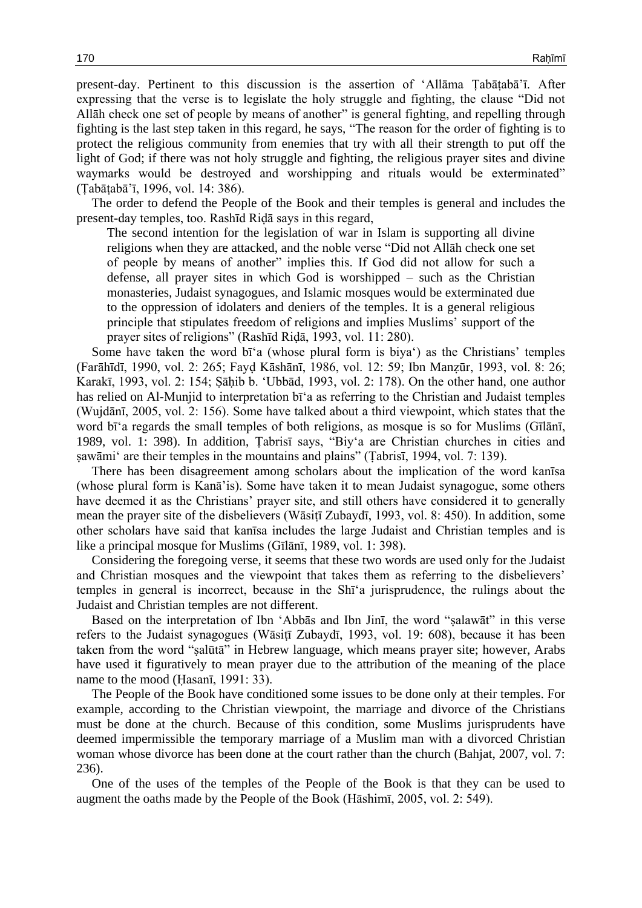present-day. Pertinent to this discussion is the assertion of ‘Allāma Ṭabāṭabā’ī. After expressing that the verse is to legislate the holy struggle and fighting, the clause “Did not Allāh check one set of people by means of another” is general fighting, and repelling through fighting is the last step taken in this regard, he says, “The reason for the order of fighting is to protect the religious community from enemies that try with all their strength to put off the light of God; if there was not holy struggle and fighting, the religious prayer sites and divine waymarks would be destroyed and worshipping and rituals would be exterminated” (Ṭabāṭabā’ī, 1996, vol. 14: 386).

The order to defend the People of the Book and their temples is general and includes the present-day temples, too. Rashīd Riḍā says in this regard,

> The second intention for the legislation of war in Islam is supporting all divine religions when they are attacked, and the noble verse “Did not Allāh check one set of people by means of another” implies this. If God did not allow for such a defense, all prayer sites in which God is worshipped – such as the Christian monasteries, Judaist synagogues, and Islamic mosques would be exterminated due to the oppression of idolaters and deniers of the temples. It is a general religious principle that stipulates freedom of religions and implies Muslims’ support of the prayer sites of religions” (Rashīd Riḍā, 1993, vol. 11: 280).

Some have taken the word bī‘a (whose plural form is biya‘) as the Christians’ temples (Farāhīdī, 1990, vol. 2: 265; Fayḍ Kāshānī, 1986, vol. 12: 59; Ibn Manẓūr, 1993, vol. 8: 26; Karakī, 1993, vol. 2: 154; Ṣāḥib b. ‘Ubbād, 1993, vol. 2: 178). On the other hand, one author has relied on Al-Munjid to interpretation bī‘a as referring to the Christian and Judaist temples (Wujdānī, 2005, vol. 2: 156). Some have talked about a third viewpoint, which states that the word bī‘a regards the small temples of both religions, as mosque is so for Muslims (Gīlānī, 1989, vol. 1: 398). In addition, Ṭabrisī says, “Biy‘a are Christian churches in cities and ṣawāmi‘ are their temples in the mountains and plains” (Ṭabrisī, 1994, vol. 7: 139).

There has been disagreement among scholars about the implication of the word kanīsa (whose plural form is Kanā’is). Some have taken it to mean Judaist synagogue, some others have deemed it as the Christians’ prayer site, and still others have considered it to generally mean the prayer site of the disbelievers (Wāsiṭī Zubaydī, 1993, vol. 8: 450). In addition, some other scholars have said that kanīsa includes the large Judaist and Christian temples and is like a principal mosque for Muslims (Gīlānī, 1989, vol. 1: 398).

Considering the foregoing verse, it seems that these two words are used only for the Judaist and Christian mosques and the viewpoint that takes them as referring to the disbelievers’ temples in general is incorrect, because in the Shī‘a jurisprudence, the rulings about the Judaist and Christian temples are not different.

Based on the interpretation of Ibn ‘Abbās and Ibn Jinī, the word “ṣalawāt” in this verse refers to the Judaist synagogues (Wāsiṭī Zubaydī, 1993, vol. 19: 608), because it has been taken from the word “ṣalūtā” in Hebrew language, which means prayer site; however, Arabs have used it figuratively to mean prayer due to the attribution of the meaning of the place name to the mood (Ḥasanī, 1991: 33).

The People of the Book have conditioned some issues to be done only at their temples. For example, according to the Christian viewpoint, the marriage and divorce of the Christians must be done at the church. Because of this condition, some Muslims jurisprudents have deemed impermissible the temporary marriage of a Muslim man with a divorced Christian woman whose divorce has been done at the court rather than the church (Bahjat, 2007, vol. 7: 236).

One of the uses of the temples of the People of the Book is that they can be used to augment the oaths made by the People of the Book (Hāshimī, 2005, vol. 2: 549).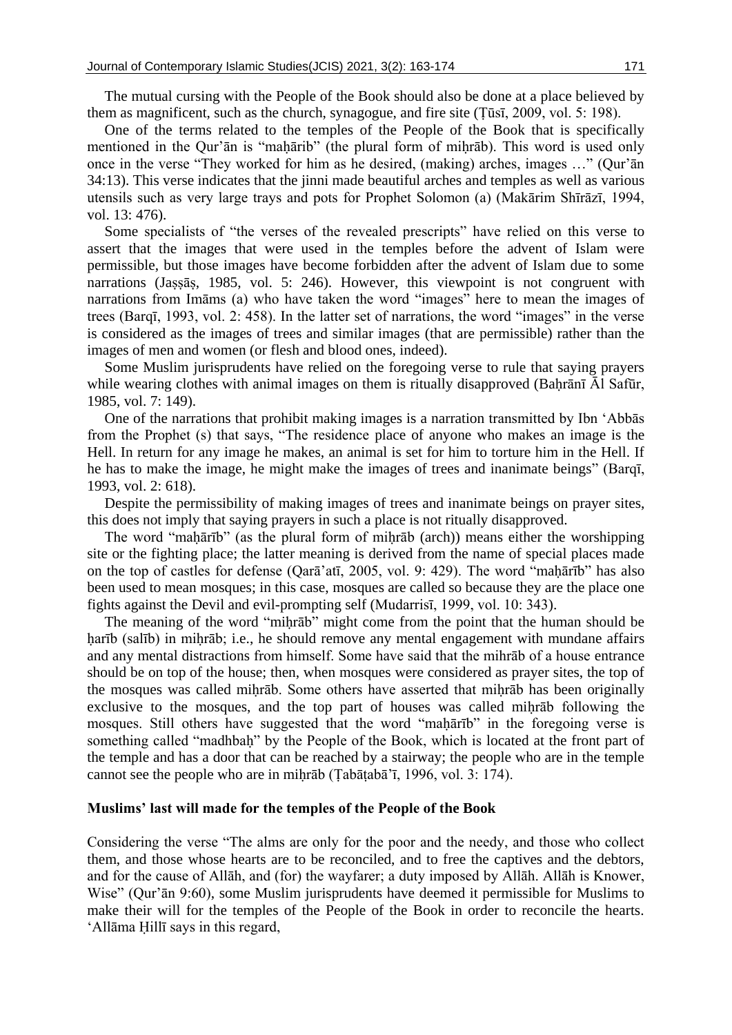The mutual cursing with the People of the Book should also be done at a place believed by them as magnificent, such as the church, synagogue, and fire site (Ṭūsī, 2009, vol. 5: 198).

One of the terms related to the temples of the People of the Book that is specifically mentioned in the Qur'ān is "maḥārib" (the plural form of miḥrāb). This word is used only once in the verse "They worked for him as he desired, (making) arches, images …" (Qur'ān 34:13). This verse indicates that the jinni made beautiful arches and temples as well as various utensils such as very large trays and pots for Prophet Solomon (a) (Makārim Shīrāzī, 1994, vol. 13: 476).

Some specialists of "the verses of the revealed prescripts" have relied on this verse to assert that the images that were used in the temples before the advent of Islam were permissible, but those images have become forbidden after the advent of Islam due to some narrations (Jaṣṣāṣ, 1985, vol. 5: 246). However, this viewpoint is not congruent with narrations from Imāms (a) who have taken the word "images" here to mean the images of trees (Barqī, 1993, vol. 2: 458). In the latter set of narrations, the word "images" in the verse is considered as the images of trees and similar images (that are permissible) rather than the images of men and women (or flesh and blood ones, indeed).

Some Muslim jurisprudents have relied on the foregoing verse to rule that saying prayers while wearing clothes with animal images on them is ritually disapproved (Baḥrānī Āl Safūr, 1985, vol. 7: 149).

One of the narrations that prohibit making images is a narration transmitted by Ibn 'Abbās from the Prophet (s) that says, "The residence place of anyone who makes an image is the Hell. In return for any image he makes, an animal is set for him to torture him in the Hell. If he has to make the image, he might make the images of trees and inanimate beings" (Barqī, 1993, vol. 2: 618).

Despite the permissibility of making images of trees and inanimate beings on prayer sites, this does not imply that saying prayers in such a place is not ritually disapproved.

The word "maḥārīb" (as the plural form of miḥrāb (arch)) means either the worshipping site or the fighting place; the latter meaning is derived from the name of special places made on the top of castles for defense (Qarā'atī, 2005, vol. 9: 429). The word "maḥārīb" has also been used to mean mosques; in this case, mosques are called so because they are the place one fights against the Devil and evil-prompting self (Mudarrisī, 1999, vol. 10: 343).

The meaning of the word "miḥrāb" might come from the point that the human should be ḥarīb (salīb) in miḥrāb; i.e., he should remove any mental engagement with mundane affairs and any mental distractions from himself. Some have said that the mihrāb of a house entrance should be on top of the house; then, when mosques were considered as prayer sites, the top of the mosques was called miḥrāb. Some others have asserted that miḥrāb has been originally exclusive to the mosques, and the top part of houses was called miḥrāb following the mosques. Still others have suggested that the word "maḥārīb" in the foregoing verse is something called "madhbaḥ" by the People of the Book, which is located at the front part of the temple and has a door that can be reached by a stairway; the people who are in the temple cannot see the people who are in miḥrāb (Ṭabāṭabā'ī, 1996, vol. 3: 174).

### Muslims' last will made for the temples of the People of the Book

Considering the verse "The alms are only for the poor and the needy, and those who collect them, and those whose hearts are to be reconciled, and to free the captives and the debtors, and for the cause of Allāh, and (for) the wayfarer; a duty imposed by Allāh. Allāh is Knower, Wise" (Qur'ān 9:60), some Muslim jurisprudents have deemed it permissible for Muslims to make their will for the temples of the People of the Book in order to reconcile the hearts. 'Allāma Ḥillī says in this regard,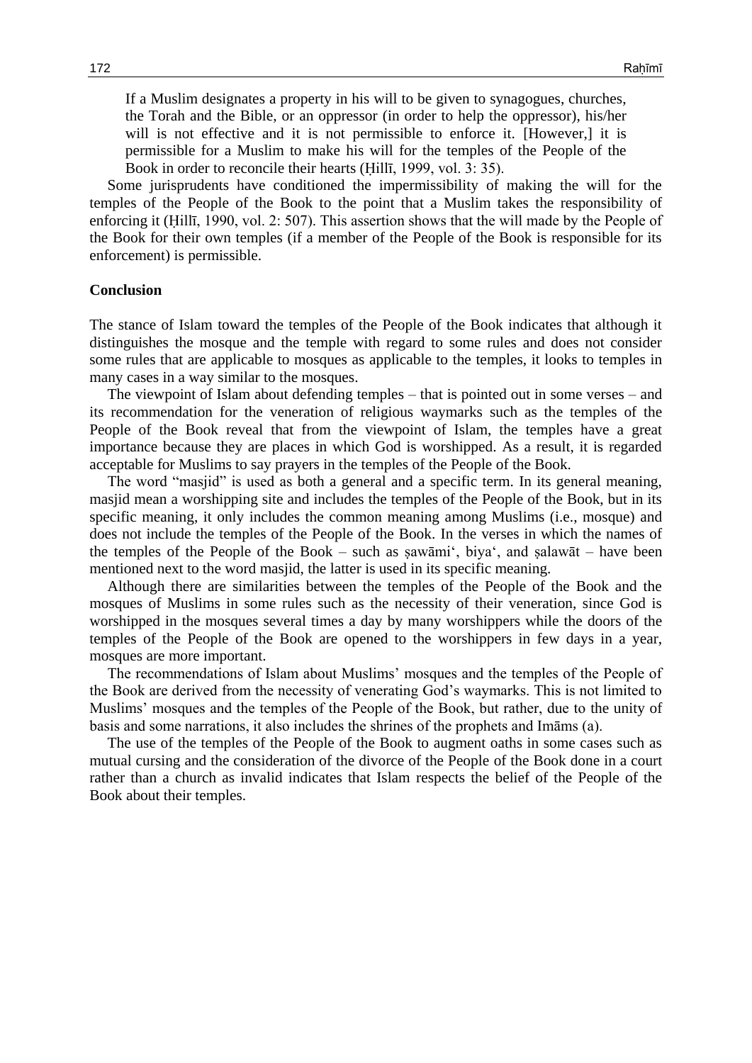> If a Muslim designates a property in his will to be given to synagogues, churches, the Torah and the Bible, or an oppressor (in order to help the oppressor), his/her will is not effective and it is not permissible to enforce it. [However,] it is permissible for a Muslim to make his will for the temples of the People of the Book in order to reconcile their hearts (Ḥillī, 1999, vol. 3: 35).

Some jurisprudents have conditioned the impermissibility of making the will for the temples of the People of the Book to the point that a Muslim takes the responsibility of enforcing it (Ḥillī, 1990, vol. 2: 507). This assertion shows that the will made by the People of the Book for their own temples (if a member of the People of the Book is responsible for its enforcement) is permissible.

## Conclusion

The stance of Islam toward the temples of the People of the Book indicates that although it distinguishes the mosque and the temple with regard to some rules and does not consider some rules that are applicable to mosques as applicable to the temples, it looks to temples in many cases in a way similar to the mosques.

The viewpoint of Islam about defending temples – that is pointed out in some verses – and its recommendation for the veneration of religious waymarks such as the temples of the People of the Book reveal that from the viewpoint of Islam, the temples have a great importance because they are places in which God is worshipped. As a result, it is regarded acceptable for Muslims to say prayers in the temples of the People of the Book.

The word "masjid" is used as both a general and a specific term. In its general meaning, masjid mean a worshipping site and includes the temples of the People of the Book, but in its specific meaning, it only includes the common meaning among Muslims (i.e., mosque) and does not include the temples of the People of the Book. In the verses in which the names of the temples of the People of the Book – such as ṣawāmi', biya', and ṣalawāt – have been mentioned next to the word masjid, the latter is used in its specific meaning.

Although there are similarities between the temples of the People of the Book and the mosques of Muslims in some rules such as the necessity of their veneration, since God is worshipped in the mosques several times a day by many worshippers while the doors of the temples of the People of the Book are opened to the worshippers in few days in a year, mosques are more important.

The recommendations of Islam about Muslims' mosques and the temples of the People of the Book are derived from the necessity of venerating God's waymarks. This is not limited to Muslims' mosques and the temples of the People of the Book, but rather, due to the unity of basis and some narrations, it also includes the shrines of the prophets and Imāms (a).

The use of the temples of the People of the Book to augment oaths in some cases such as mutual cursing and the consideration of the divorce of the People of the Book done in a court rather than a church as invalid indicates that Islam respects the belief of the People of the Book about their temples.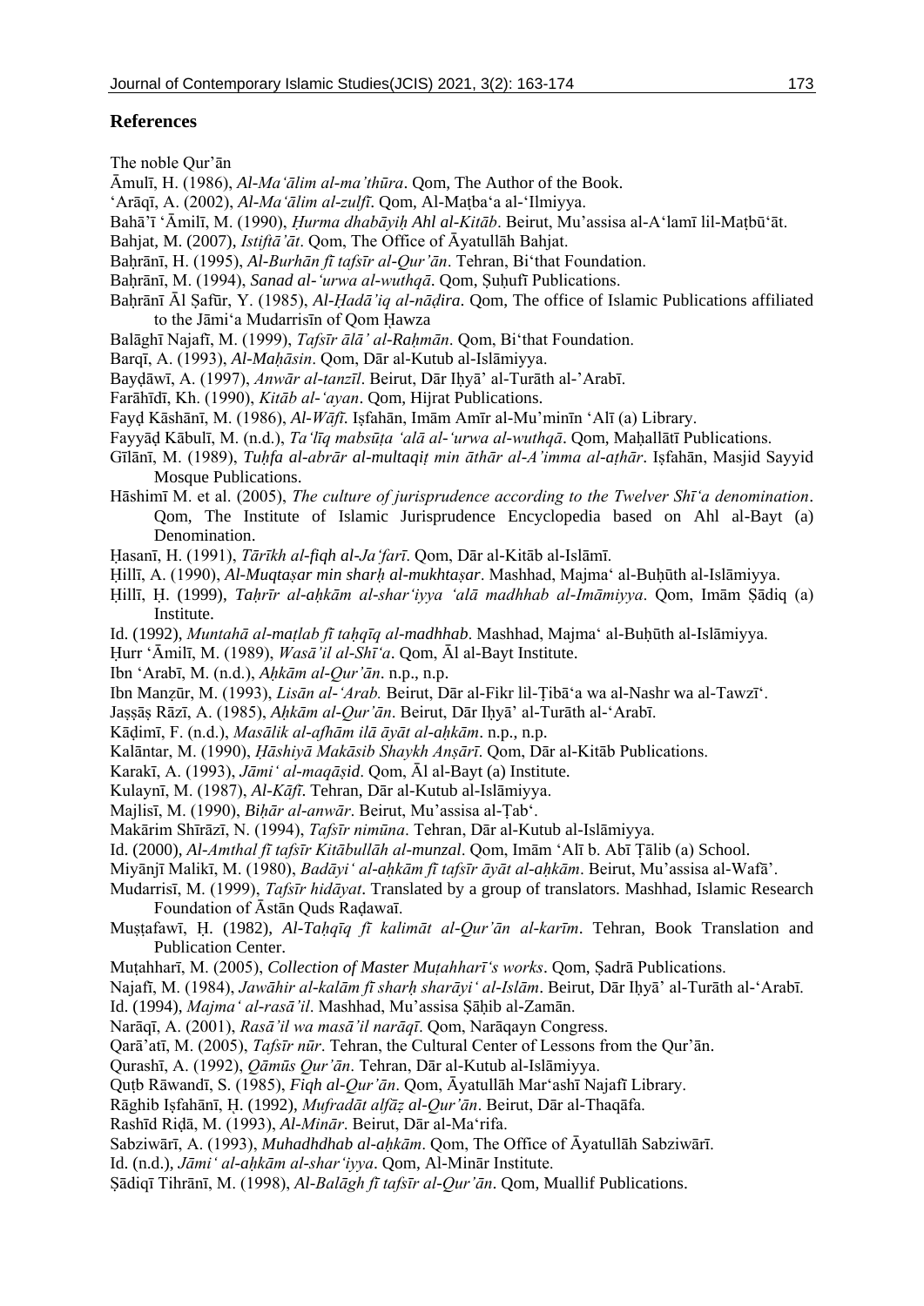## References

The noble Qur'ān

Āmulī, H. (1986), *Al-Ma'ālim al-ma'thūra*. Qom, The Author of the Book.

'Arāqī, A. (2002), *Al-Ma'ālim al-zulfī*. Qom, Al-Maṭba'a al-'Ilmiyya.

Bahā'ī 'Āmilī, M. (1990), *Ḥurma dhabāyiḥ Ahl al-Kitāb*. Beirut, Mu'assisa al-A'lamī lil-Maṭbū'āt.

Bahjat, M. (2007), *Istiftā'āt*. Qom, The Office of Āyatullāh Bahjat.

Baḥrānī, H. (1995), *Al-Burhān fī tafsīr al-Qur'ān*. Tehran, Bi'that Foundation.

Baḥrānī, M. (1994), *Sanad al-'urwa al-wuthqā*. Qom, Ṣuḥufī Publications.

Baḥrānī Āl Ṣafūr, Y. (1985), *Al-Ḥadā'iq al-nāḍira*. Qom, The office of Islamic Publications affiliated to the Jāmi'a Mudarrisīn of Qom Ḥawza

Balāghī Najafī, M. (1999), *Tafsīr ālā' al-Raḥmān*. Qom, Bi'that Foundation.

Barqī, A. (1993), *Al-Maḥāsin*. Qom, Dār al-Kutub al-Islāmiyya.

Bayḍāwī, A. (1997), *Anwār al-tanzīl*. Beirut, Dār Iḥyā' al-Turāth al-'Arabī.

Farāhīdī, Kh. (1990), *Kitāb al-'ayan*. Qom, Hijrat Publications.

Fayḍ Kāshānī, M. (1986), *Al-Wāfī*. Iṣfahān, Imām Amīr al-Mu'minīn 'Alī (a) Library.

Fayyāḍ Kābulī, M. (n.d.), *Ta'līq mabsūṭa 'alā al-'urwa al-wuthqā*. Qom, Maḥallātī Publications.

Gīlānī, M. (1989), *Tuḥfa al-abrār al-multaqiṭ min āthār al-A'imma al-aṭhār*. Iṣfahān, Masjid Sayyid Mosque Publications.

Hāshimī M. et al. (2005), *The culture of jurisprudence according to the Twelver Shī'a denomination*. Qom, The Institute of Islamic Jurisprudence Encyclopedia based on Ahl al-Bayt (a) Denomination.

Ḥasanī, H. (1991), *Tārīkh al-fiqh al-Ja'farī*. Qom, Dār al-Kitāb al-Islāmī.

Ḥillī, A. (1990), *Al-Muqtaṣar min sharḥ al-mukhtaṣar*. Mashhad, Majma' al-Buḥūth al-Islāmiyya.

Ḥillī, Ḥ. (1999), *Taḥrīr al-aḥkām al-shar'iyya 'alā madhhab al-Imāmiyya*. Qom, Imām Ṣādiq (a) Institute.

Id. (1992), *Muntahā al-maṭlab fī taḥqīq al-madhhab*. Mashhad, Majma' al-Buḥūth al-Islāmiyya.

Ḥurr 'Āmilī, M. (1989), *Wasā'il al-Shī'a*. Qom, Āl al-Bayt Institute.

Ibn 'Arabī, M. (n.d.), *Aḥkām al-Qur'ān*. n.p., n.p.

Ibn Manẓūr, M. (1993), *Lisān al-'Arab.* Beirut, Dār al-Fikr lil-Ṭibā'a wa al-Nashr wa al-Tawzī'.

Jaṣṣāṣ Rāzī, A. (1985), *Aḥkām al-Qur'ān*. Beirut, Dār Iḥyā' al-Turāth al-'Arabī.

Kāḍimī, F. (n.d.), *Masālik al-afhām ilā āyāt al-aḥkām*. n.p., n.p.

Kalāntar, M. (1990), *Ḥāshiyā Makāsib Shaykh Anṣārī*. Qom, Dār al-Kitāb Publications.

Karakī, A. (1993), *Jāmi' al-maqāṣid*. Qom, Āl al-Bayt (a) Institute.

Kulaynī, M. (1987), *Al-Kāfī*. Tehran, Dār al-Kutub al-Islāmiyya.

Majlisī, M. (1990), *Biḥār al-anwār*. Beirut, Mu'assisa al-Ṭab'.

Makārim Shīrāzī, N. (1994), *Tafsīr nimūna*. Tehran, Dār al-Kutub al-Islāmiyya.

Id. (2000), *Al-Amthal fī tafsīr Kitābullāh al-munzal*. Qom, Imām 'Alī b. Abī Ṭālib (a) School.

Miyānjī Malikī, M. (1980), *Badāyi' al-aḥkām fī tafsīr āyāt al-aḥkām*. Beirut, Mu'assisa al-Wafā'.

Mudarrisī, M. (1999), *Tafsīr hidāyat*. Translated by a group of translators. Mashhad, Islamic Research Foundation of Āstān Quds Raḍawī.

Muṣṭafawī, Ḥ. (1982), *Al-Taḥqīq fī kalimāt al-Qur'ān al-karīm*. Tehran, Book Translation and Publication Center.

Muṭahharī, M. (2005), *Collection of Master Muṭahharī's works*. Qom, Ṣadrā Publications.

Najafī, M. (1984), *Jawāhir al-kalām fī sharḥ sharāyi' al-Islām*. Beirut, Dār Iḥyā' al-Turāth al-'Arabī.

Id. (1994), *Majma' al-rasā'il*. Mashhad, Mu'assisa Ṣāḥib al-Zamān.

Narāqī, A. (2001), *Rasā'il wa masā'il narāqī*. Qom, Narāqayn Congress.

Qarā'atī, M. (2005), *Tafsīr nūr*. Tehran, the Cultural Center of Lessons from the Qur'ān.

Qurashī, A. (1992), *Qāmūs Qur'ān*. Tehran, Dār al-Kutub al-Islāmiyya.

Quṭb Rāwandī, S. (1985), *Fiqh al-Qur'ān*. Qom, Āyatullāh Mar'ashī Najafī Library.

Rāghib Iṣfahānī, Ḥ. (1992), *Mufradāt alfāẓ al-Qur'ān*. Beirut, Dār al-Thaqāfa.

Rashīd Riḍā, M. (1993), *Al-Minār*. Beirut, Dār al-Ma'rifa.

Sabziwārī, A. (1993), *Muhadhdhab al-aḥkām*. Qom, The Office of Āyatullāh Sabziwārī.

Id. (n.d.), *Jāmi' al-aḥkām al-shar'iyya*. Qom, Al-Minār Institute.

Ṣādiqī Tihrānī, M. (1998), *Al-Balāgh fī tafsīr al-Qur'ān*. Qom, Muallif Publications.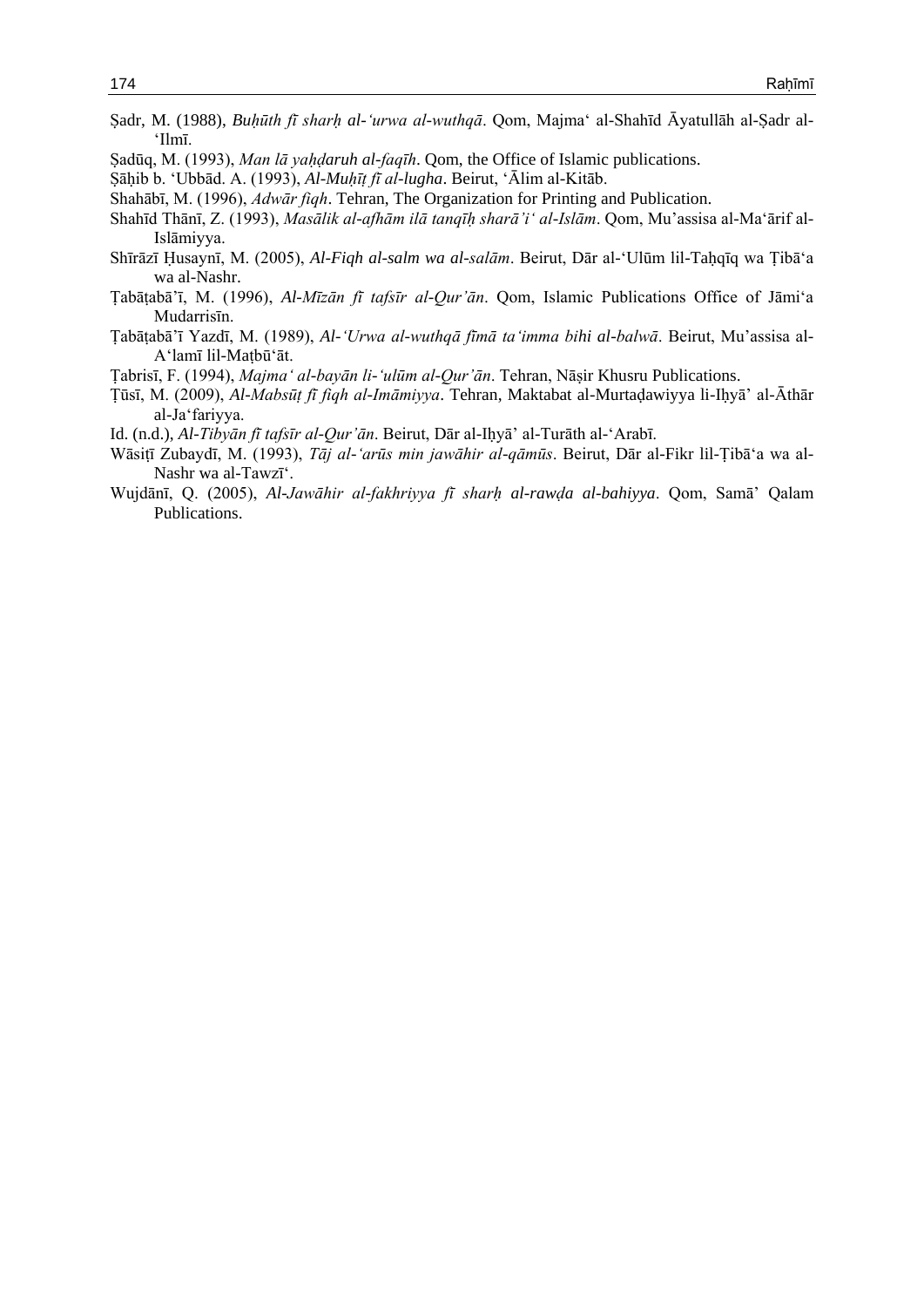Ṣadr, M. (1988), *Buḥūth fī sharḥ al-ʻurwa al-wuthqā*. Qom, Majmaʻ al-Shahīd Āyatullāh al-Ṣadr al-ʻIlmī.

Ṣadūq, M. (1993), *Man lā yaḥḍaruh al-faqīh*. Qom, the Office of Islamic publications.

Ṣāḥib b. ʻUbbād. A. (1993), *Al-Muḥīṭ fī al-lugha*. Beirut, ʻĀlim al-Kitāb.

Shahābī, M. (1996), *Adwār fiqh*. Tehran, The Organization for Printing and Publication.

Shahīd Thānī, Z. (1993), *Masālik al-afhām ilā tanqīḥ sharā'iʻ al-Islām*. Qom, Mu'assisa al-Maʻārif al-Islāmiyya.

Shīrāzī Ḥusaynī, M. (2005), *Al-Fiqh al-salm wa al-salām*. Beirut, Dār al-ʻUlūm lil-Taḥqīq wa Ṭibāʻa wa al-Nashr.

Ṭabāṭabā'ī, M. (1996), *Al-Mīzān fī tafsīr al-Qur'ān*. Qom, Islamic Publications Office of Jāmiʻa Mudarrisīn.

Ṭabāṭabā'ī Yazdī, M. (1989), *Al-ʻUrwa al-wuthqā fīmā taʻimma bihi al-balwā*. Beirut, Mu'assisa al-Aʻlamī lil-Maṭbūʻāt.

Ṭabrisī, F. (1994), *Majmaʻ al-bayān li-ʻulūm al-Qur'ān*. Tehran, Nāṣir Khusru Publications.

Ṭūsī, M. (2009), *Al-Mabsūṭ fī fiqh al-Imāmiyya*. Tehran, Maktabat al-Murtaḍawiyya li-Iḥyā' al-Āthār al-Jaʻfariyya.

Id. (n.d.), *Al-Tibyān fī tafsīr al-Qur'ān*. Beirut, Dār al-Iḥyā' al-Turāth al-ʻArabī.

Wāsiṭī Zubaydī, M. (1993), *Tāj al-ʻarūs min jawāhir al-qāmūs*. Beirut, Dār al-Fikr lil-Ṭibāʻa wa al-Nashr wa al-Tawzīʻ.

Wujdānī, Q. (2005), *Al-Jawāhir al-fakhriyya fī sharḥ al-rawḍa al-bahiyya*. Qom, Samā' Qalam Publications.